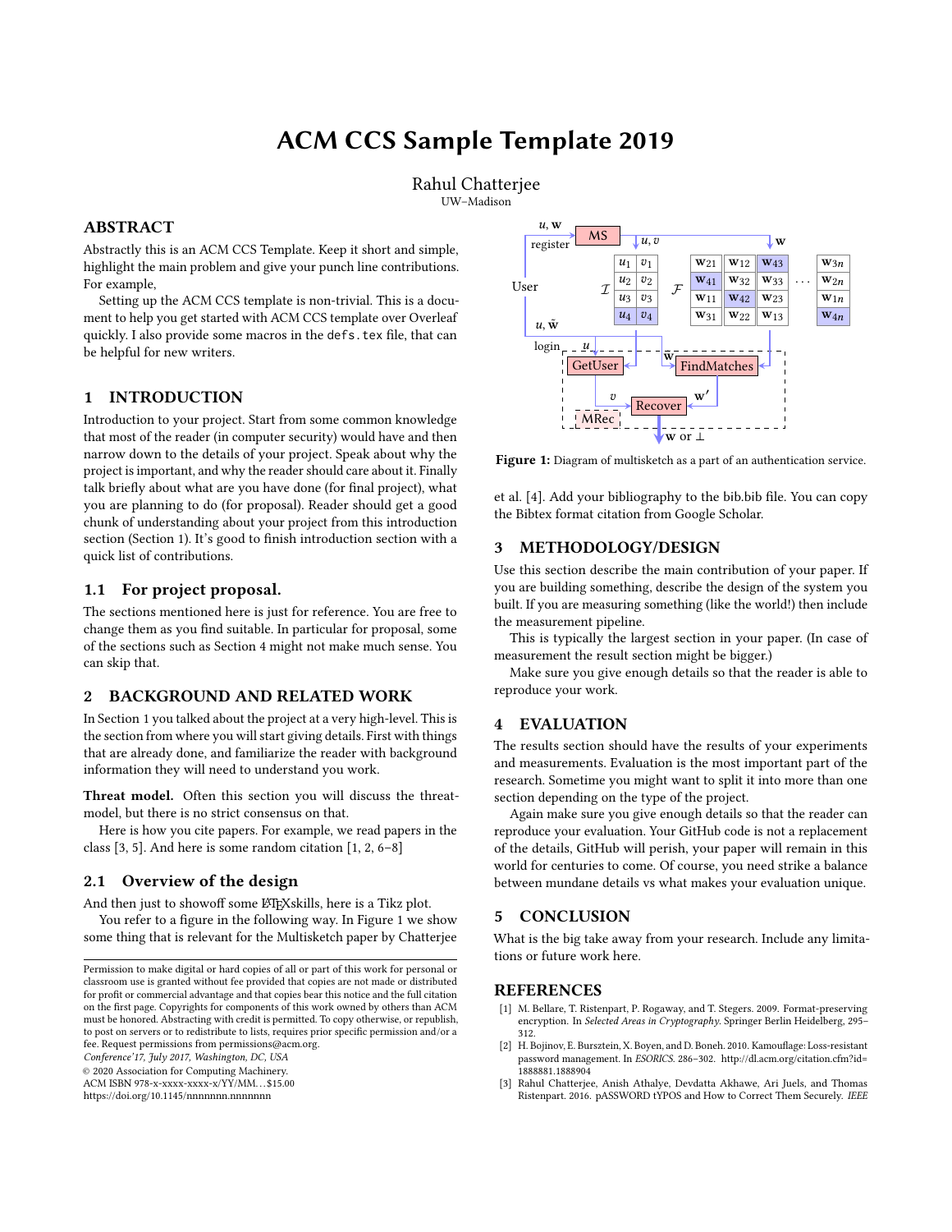# ACM CCS Sample Template 2019

Rahul Chatterjee
UW–Madison

## ABSTRACT

Abstractly this is an ACM CCS Template. Keep it short and simple, highlight the main problem and give your punch line contributions. For example,

Setting up the ACM CCS template is non-trivial. This is a document to help you get started with ACM CCS template over Overleaf quickly. I also provide some macros in the `defs.tex` file, that can be helpful for new writers.

## 1 INTRODUCTION

Introduction to your project. Start from some common knowledge that most of the reader (in computer security) would have and then narrow down to the details of your project. Speak about why the project is important, and why the reader should care about it. Finally talk briefly about what are you have done (for final project), what you are planning to do (for proposal). Reader should get a good chunk of understanding about your project from this introduction section (Section 1). It's good to finish introduction section with a quick list of contributions.

### 1.1 For project proposal.

The sections mentioned here is just for reference. You are free to change them as you find suitable. In particular for proposal, some of the sections such as Section 4 might not make much sense. You can skip that.

## 2 BACKGROUND AND RELATED WORK

In Section 1 you talked about the project at a very high-level. This is the section from where you will start giving details. First with things that are already done, and familiarize the reader with background information they will need to understand you work.

**Threat model.** Often this section you will discuss the threat-model, but there is no strict consensus on that.

Here is how you cite papers. For example, we read papers in the class [3, 5]. And here is some random citation [1, 2, 6–8]

### 2.1 Overview of the design

And then just to showoff some LaTeXskills, here is a Tikz plot.

You refer to a figure in the following way. In Figure 1 we show some thing that is relevant for the Multisketch paper by Chatterjee et al. [4]. Add your bibliography to the bib.bib file. You can copy the Bibtex format citation from Google Scholar.

**Figure 1:** Diagram of multisketch as a part of an authentication service.

## 3 METHODOLOGY/DESIGN

Use this section describe the main contribution of your paper. If you are building something, describe the design of the system you built. If you are measuring something (like the world!) then include the measurement pipeline.

This is typically the largest section in your paper. (In case of measurement the result section might be bigger.)

Make sure you give enough details so that the reader is able to reproduce your work.

## 4 EVALUATION

The results section should have the results of your experiments and measurements. Evaluation is the most important part of the research. Sometime you might want to split it into more than one section depending on the type of the project.

Again make sure you give enough details so that the reader can reproduce your evaluation. Your GitHub code is not a replacement of the details, GitHub will perish, your paper will remain in this world for centuries to come. Of course, you need strike a balance between mundane details vs what makes your evaluation unique.

## 5 CONCLUSION

What is the big take away from your research. Include any limitations or future work here.

Permission to make digital or hard copies of all or part of this work for personal or classroom use is granted without fee provided that copies are not made or distributed for profit or commercial advantage and that copies bear this notice and the full citation on the first page. Copyrights for components of this work owned by others than ACM must be honored. Abstracting with credit is permitted. To copy otherwise, or republish, to post on servers or to redistribute to lists, requires prior specific permission and/or a fee. Request permissions from permissions@acm.org.
*Conference'17, July 2017, Washington, DC, USA*
© 2020 Association for Computing Machinery.
ACM ISBN 978-x-xxxx-xxxx-x/YY/MM…$15.00
https://doi.org/10.1145/nnnnnnn.nnnnnnn

## REFERENCES

[1] M. Bellare, T. Ristenpart, P. Rogaway, and T. Stegers. 2009. Format-preserving encryption. In *Selected Areas in Cryptography*. Springer Berlin Heidelberg, 295–312.

[2] H. Bojinov, E. Bursztein, X. Boyen, and D. Boneh. 2010. Kamouflage: Loss-resistant password management. In *ESORICS*. 286–302. http://dl.acm.org/citation.cfm?id=1888881.1888904

[3] Rahul Chatterjee, Anish Athalye, Devdatta Akhawe, Ari Juels, and Thomas Ristenpart. 2016. pASSWORD tYPOS and How to Correct Them Securely. *IEEE*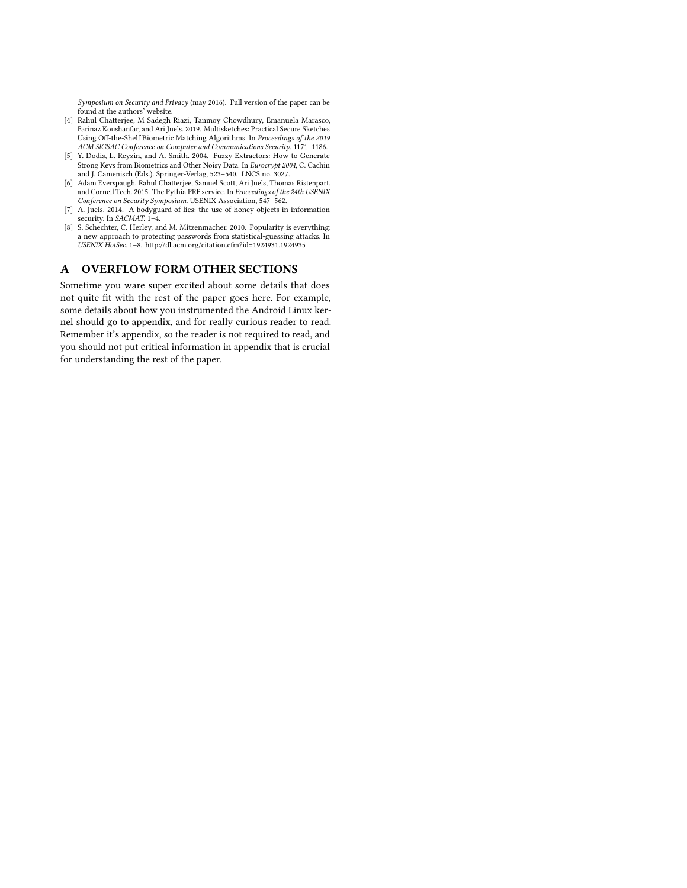*Symposium on Security and Privacy* (may 2016). Full version of the paper can be found at the authors' website.

[4] Rahul Chatterjee, M Sadegh Riazi, Tanmoy Chowdhury, Emanuela Marasco, Farinaz Koushanfar, and Ari Juels. 2019. Multisketches: Practical Secure Sketches Using Off-the-Shelf Biometric Matching Algorithms. In *Proceedings of the 2019 ACM SIGSAC Conference on Computer and Communications Security*. 1171–1186.

[5] Y. Dodis, L. Reyzin, and A. Smith. 2004. Fuzzy Extractors: How to Generate Strong Keys from Biometrics and Other Noisy Data. In *Eurocrypt 2004*, C. Cachin and J. Camenisch (Eds.). Springer-Verlag, 523–540. LNCS no. 3027.

[6] Adam Everspaugh, Rahul Chatterjee, Samuel Scott, Ari Juels, Thomas Ristenpart, and Cornell Tech. 2015. The Pythia PRF service. In *Proceedings of the 24th USENIX Conference on Security Symposium*. USENIX Association, 547–562.

[7] A. Juels. 2014. A bodyguard of lies: the use of honey objects in information security. In *SACMAT*. 1–4.

[8] S. Schechter, C. Herley, and M. Mitzenmacher. 2010. Popularity is everything: a new approach to protecting passwords from statistical-guessing attacks. In *USENIX HotSec*. 1–8. http://dl.acm.org/citation.cfm?id=1924931.1924935

# A OVERFLOW FORM OTHER SECTIONS

Sometime you ware super excited about some details that does not quite fit with the rest of the paper goes here. For example, some details about how you instrumented the Android Linux kernel should go to appendix, and for really curious reader to read. Remember it's appendix, so the reader is not required to read, and you should not put critical information in appendix that is crucial for understanding the rest of the paper.